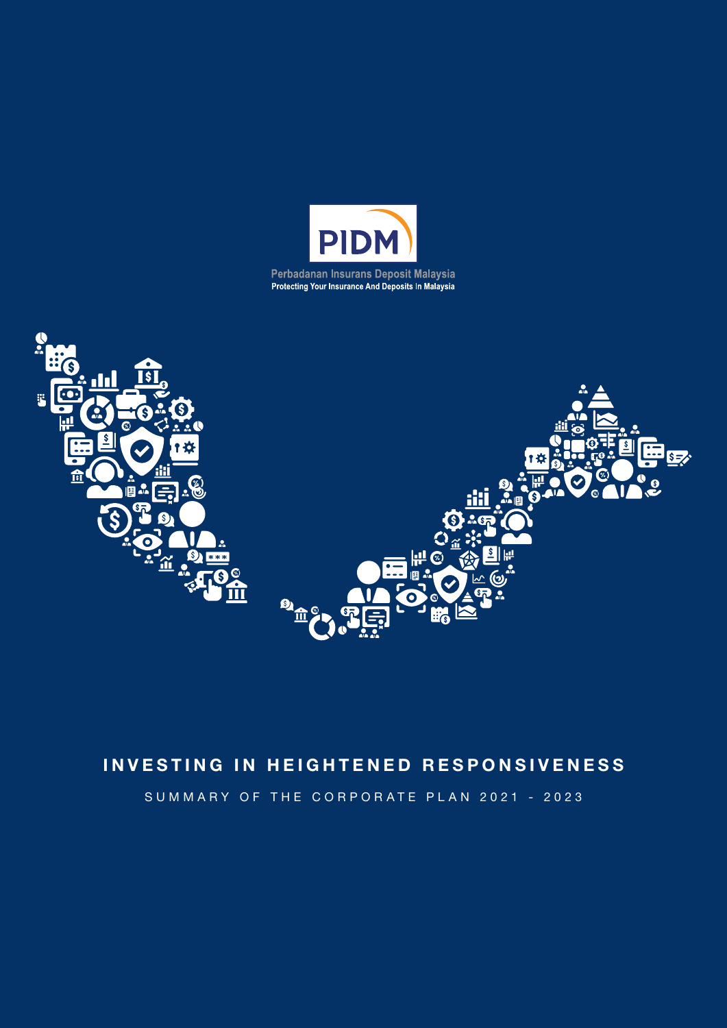PIDM

Perbadanan Insurans Deposit Malaysia
Protecting Your Insurance And Deposits In Malaysia

# INVESTING IN HEIGHTENED RESPONSIVENESS

SUMMARY OF THE CORPORATE PLAN 2021 - 2023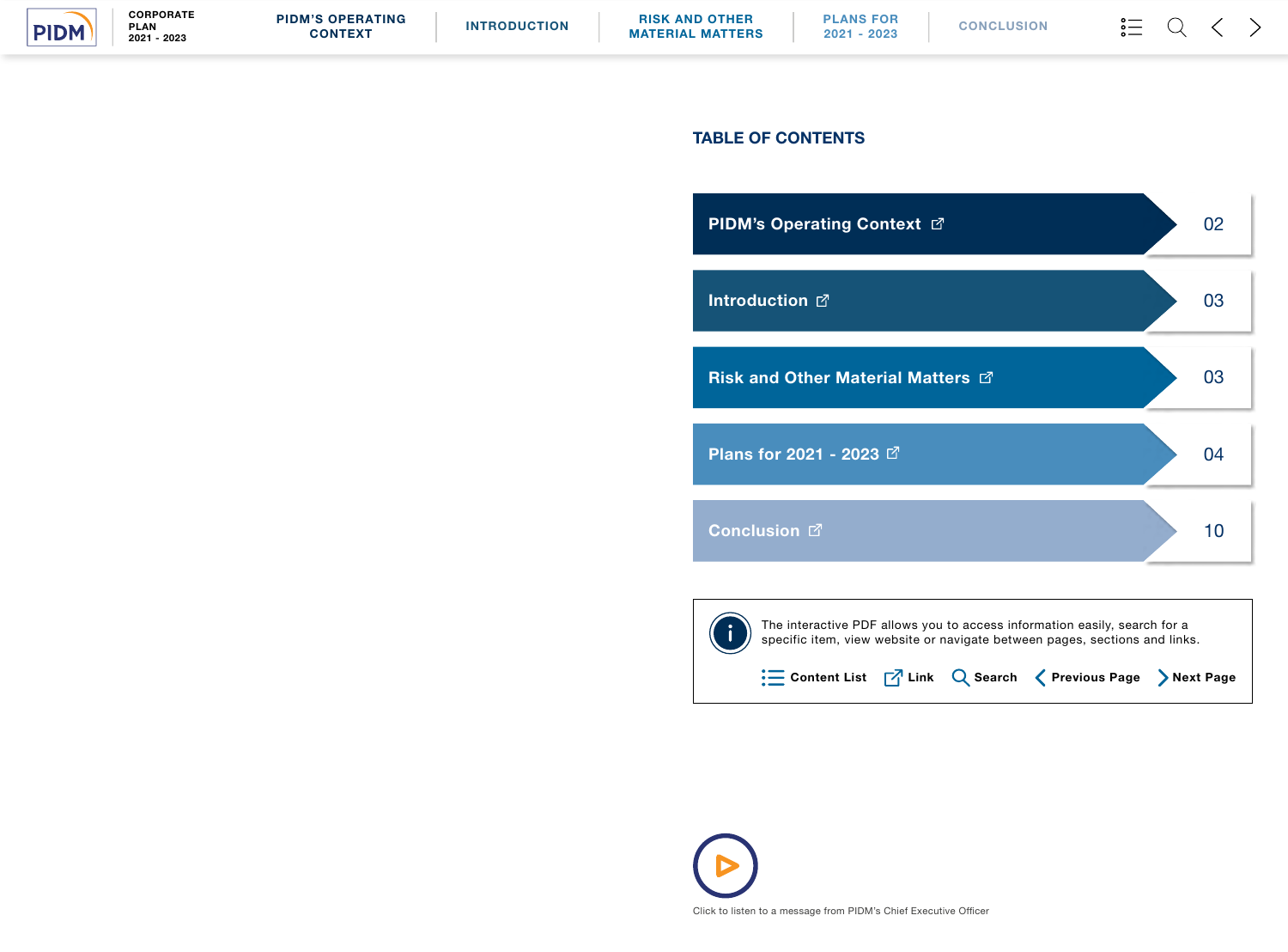# TABLE OF CONTENTS

| Section | Page |
|---|---|
| PIDM's Operating Context | 02 |
| Introduction | 03 |
| Risk and Other Material Matters | 03 |
| Plans for 2021 - 2023 | 04 |
| Conclusion | 10 |

The interactive PDF allows you to access information easily, search for a specific item, view website or navigate between pages, sections and links.

Content List | Link | Search | Previous Page | Next Page

Click to listen to a message from PIDM's Chief Executive Officer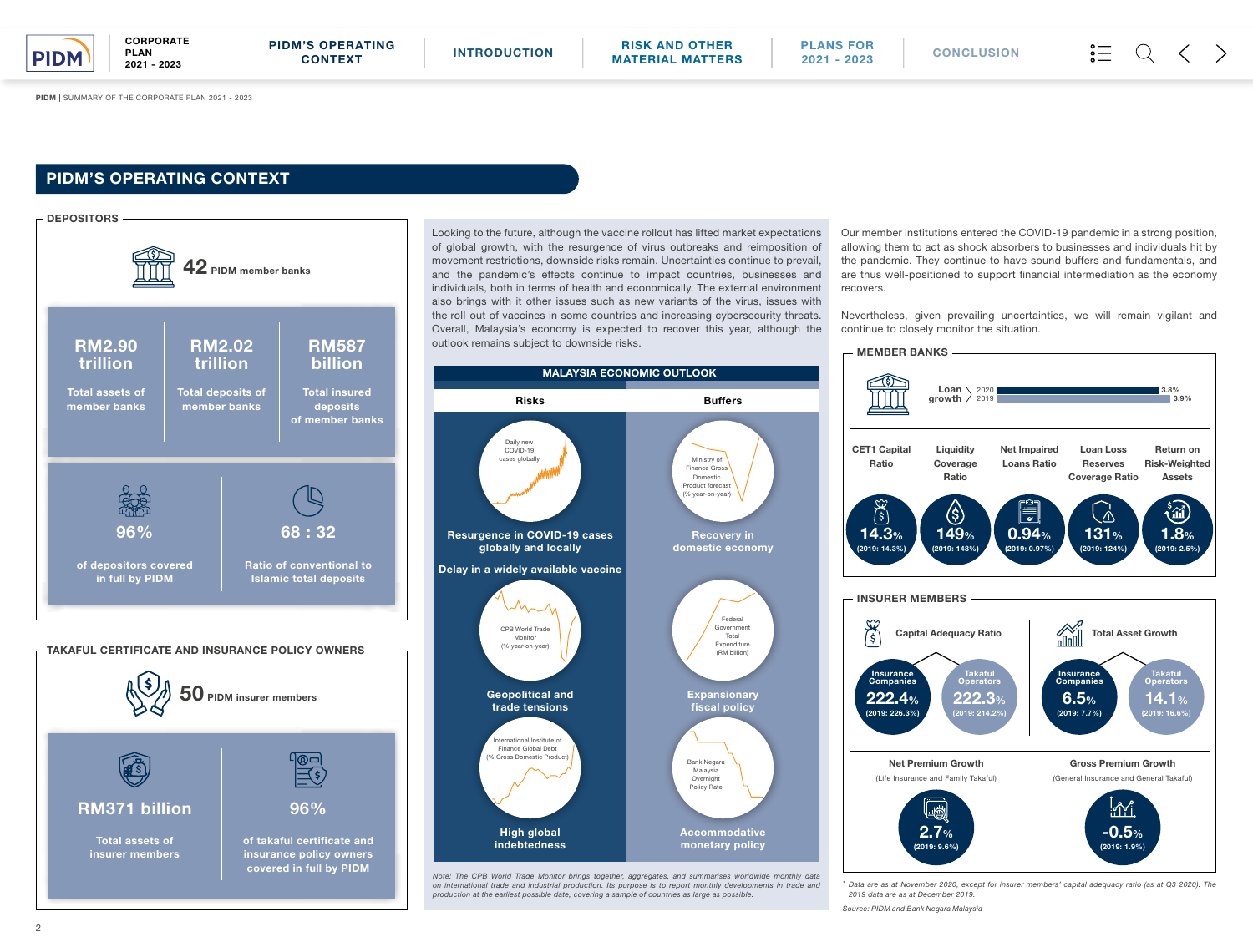## PIDM'S OPERATING CONTEXT

### DEPOSITORS

**42** PIDM member banks

| RM2.90 trillion | RM2.02 trillion | RM587 billion |
|---|---|---|
| Total assets of member banks | Total deposits of member banks | Total insured deposits of member banks |

| 96% | 68 : 32 |
|---|---|
| of depositors covered in full by PIDM | Ratio of conventional to Islamic total deposits |

### TAKAFUL CERTIFICATE AND INSURANCE POLICY OWNERS

**50** PIDM insurer members

| RM371 billion | 96% |
|---|---|
| Total assets of insurer members | of takaful certificate and insurance policy owners covered in full by PIDM |

Looking to the future, although the vaccine rollout has lifted market expectations of global growth, with the resurgence of virus outbreaks and reimposition of movement restrictions, downside risks remain. Uncertainties continue to prevail, and the pandemic's effects continue to impact countries, businesses and individuals, both in terms of health and economically. The external environment also brings with it other issues such as new variants of the virus, issues with the roll-out of vaccines in some countries and increasing cybersecurity threats. Overall, Malaysia's economy is expected to recover this year, although the outlook remains subject to downside risks.

### MALAYSIA ECONOMIC OUTLOOK

| Risks | Buffers |
|---|---|
| Resurgence in COVID-19 cases globally and locally (Daily new COVID-19 cases globally) | Recovery in domestic economy (Ministry of Finance Gross Domestic Product forecast (% year-on-year)) |
| Delay in a widely available vaccine | |
| Geopolitical and trade tensions (CPB World Trade Monitor (% year-on-year)) | Expansionary fiscal policy (Federal Government Total Expenditure (RM billion)) |
| High global indebtedness (International Institute of Finance Global Debt (% Gross Domestic Product)) | Accommodative monetary policy (Bank Negara Malaysia Overnight Policy Rate) |

*Note: The CPB World Trade Monitor brings together, aggregates, and summarises worldwide monthly data on international trade and industrial production. Its purpose is to report monthly developments in trade and production at the earliest possible date, covering a sample of countries as large as possible.*

Our member institutions entered the COVID-19 pandemic in a strong position, allowing them to act as shock absorbers to businesses and individuals hit by the pandemic. They continue to have sound buffers and fundamentals, and are thus well-positioned to support financial intermediation as the economy recovers.

Nevertheless, given prevailing uncertainties, we will remain vigilant and continue to closely monitor the situation.

### MEMBER BANKS

Loan growth: 2020 3.8%; 2019 3.9%

| CET1 Capital Ratio | Liquidity Coverage Ratio | Net Impaired Loans Ratio | Loan Loss Reserves Coverage Ratio | Return on Risk-Weighted Assets |
|---|---|---|---|---|
| 14.3% (2019: 14.3%) | 149% (2019: 148%) | 0.94% (2019: 0.97%) | 131% (2019: 124%) | 1.8% (2019: 2.5%) |

### INSURER MEMBERS

| | Insurance Companies | Takaful Operators |
|---|---|---|
| Capital Adequacy Ratio | 222.4% (2019: 226.3%) | 222.3% (2019: 214.2%) |
| Total Asset Growth | 6.5% (2019: 7.7%) | 14.1% (2019: 16.6%) |

| Net Premium Growth (Life Insurance and Family Takaful) | Gross Premium Growth (General Insurance and General Takaful) |
|---|---|
| 2.7% (2019: 9.6%) | -0.5% (2019: 1.9%) |

\* *Data are as at November 2020, except for insurer members' capital adequacy ratio (as at Q3 2020). The 2019 data are as at December 2019.*

*Source: PIDM and Bank Negara Malaysia*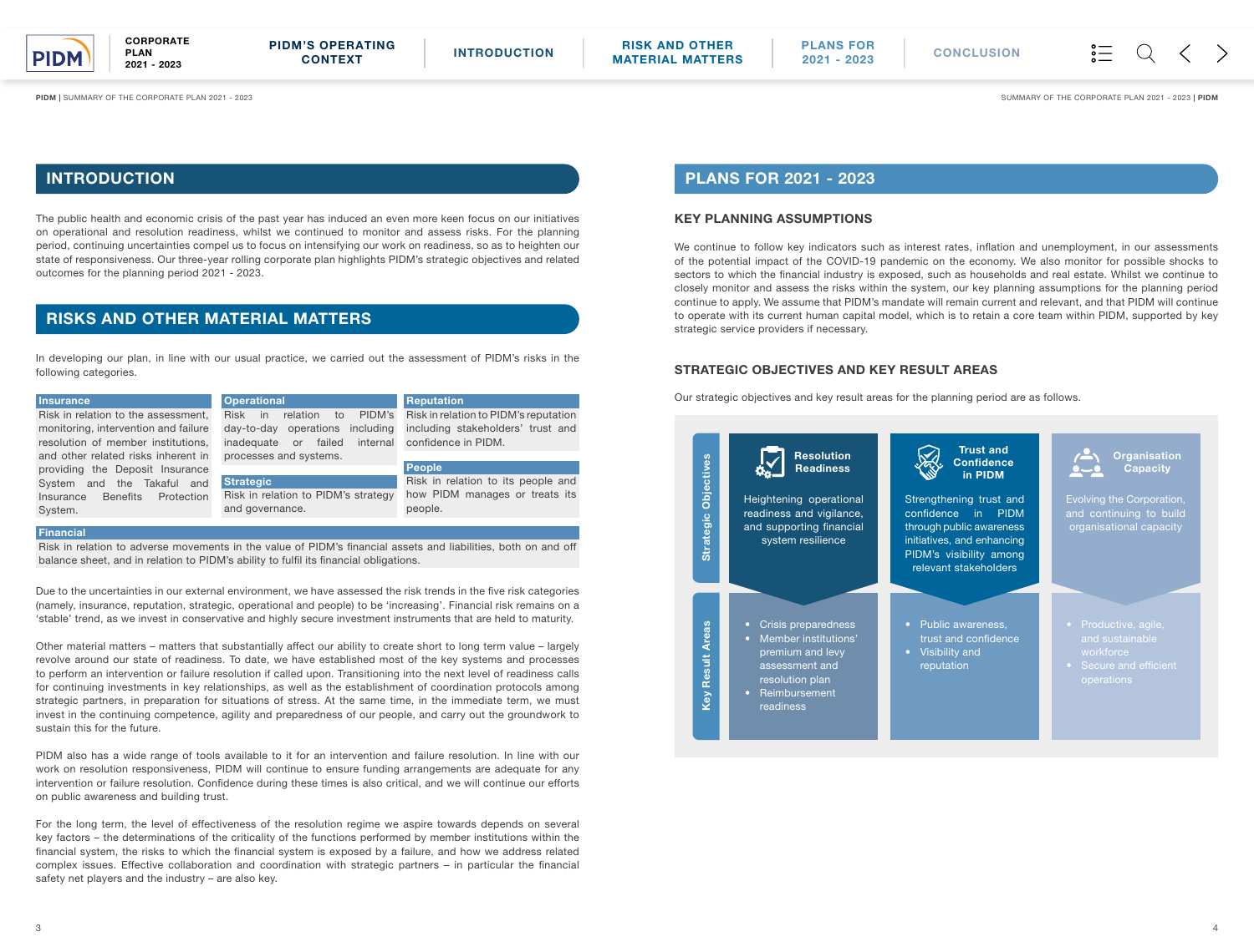## INTRODUCTION

The public health and economic crisis of the past year has induced an even more keen focus on our initiatives on operational and resolution readiness, whilst we continued to monitor and assess risks. For the planning period, continuing uncertainties compel us to focus on intensifying our work on readiness, so as to heighten our state of responsiveness. Our three-year rolling corporate plan highlights PIDM's strategic objectives and related outcomes for the planning period 2021 - 2023.

## RISKS AND OTHER MATERIAL MATTERS

In developing our plan, in line with our usual practice, we carried out the assessment of PIDM's risks in the following categories.

**Insurance**
Risk in relation to the assessment, monitoring, intervention and failure resolution of member institutions, and other related risks inherent in providing the Deposit Insurance System and the Takaful and Insurance Benefits Protection System.

**Operational**
Risk in relation to PIDM's day-to-day operations including inadequate or failed internal processes and systems.

**Strategic**
Risk in relation to PIDM's strategy and governance.

**Reputation**
Risk in relation to PIDM's reputation including stakeholders' trust and confidence in PIDM.

**People**
Risk in relation to its people and how PIDM manages or treats its people.

**Financial**
Risk in relation to adverse movements in the value of PIDM's financial assets and liabilities, both on and off balance sheet, and in relation to PIDM's ability to fulfil its financial obligations.

Due to the uncertainties in our external environment, we have assessed the risk trends in the five risk categories (namely, insurance, reputation, strategic, operational and people) to be 'increasing'. Financial risk remains on a 'stable' trend, as we invest in conservative and highly secure investment instruments that are held to maturity.

Other material matters – matters that substantially affect our ability to create short to long term value – largely revolve around our state of readiness. To date, we have established most of the key systems and processes to perform an intervention or failure resolution if called upon. Transitioning into the next level of readiness calls for continuing investments in key relationships, as well as the establishment of coordination protocols among strategic partners, in preparation for situations of stress. At the same time, in the immediate term, we must invest in the continuing competence, agility and preparedness of our people, and carry out the groundwork to sustain this for the future.

PIDM also has a wide range of tools available to it for an intervention and failure resolution. In line with our work on resolution responsiveness, PIDM will continue to ensure funding arrangements are adequate for any intervention or failure resolution. Confidence during these times is also critical, and we will continue our efforts on public awareness and building trust.

For the long term, the level of effectiveness of the resolution regime we aspire towards depends on several key factors – the determinations of the criticality of the functions performed by member institutions within the financial system, the risks to which the financial system is exposed by a failure, and how we address related complex issues. Effective collaboration and coordination with strategic partners – in particular the financial safety net players and the industry – are also key.

## PLANS FOR 2021 - 2023

### KEY PLANNING ASSUMPTIONS

We continue to follow key indicators such as interest rates, inflation and unemployment, in our assessments of the potential impact of the COVID-19 pandemic on the economy. We also monitor for possible shocks to sectors to which the financial industry is exposed, such as households and real estate. Whilst we continue to closely monitor and assess the risks within the system, our key planning assumptions for the planning period continue to apply. We assume that PIDM's mandate will remain current and relevant, and that PIDM will continue to operate with its current human capital model, which is to retain a core team within PIDM, supported by key strategic service providers if necessary.

### STRATEGIC OBJECTIVES AND KEY RESULT AREAS

Our strategic objectives and key result areas for the planning period are as follows.

| | Resolution Readiness | Trust and Confidence in PIDM | Organisation Capacity |
|---|---|---|---|
| **Strategic Objectives** | Heightening operational readiness and vigilance, and supporting financial system resilience | Strengthening trust and confidence in PIDM through public awareness initiatives, and enhancing PIDM's visibility among relevant stakeholders | Evolving the Corporation, and continuing to build organisational capacity |
| **Key Result Areas** | • Crisis preparedness<br>• Member institutions' premium and levy assessment and resolution plan<br>• Reimbursement readiness | • Public awareness, trust and confidence<br>• Visibility and reputation | • Productive, agile, and sustainable workforce<br>• Secure and efficient operations |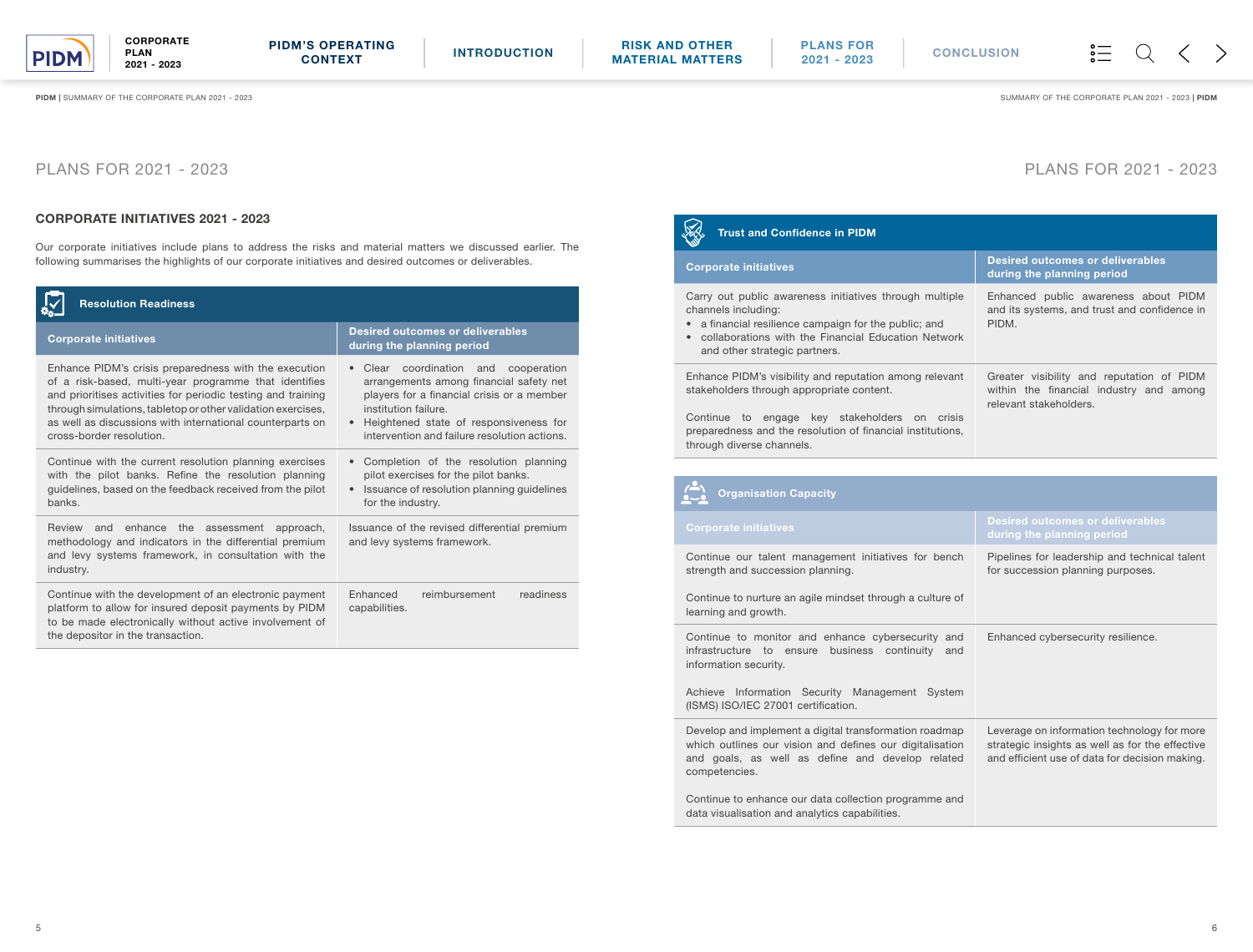# PLANS FOR 2021 - 2023

## CORPORATE INITIATIVES 2021 - 2023

Our corporate initiatives include plans to address the risks and material matters we discussed earlier. The following summarises the highlights of our corporate initiatives and desired outcomes or deliverables.

### Resolution Readiness

| Corporate initiatives | Desired outcomes or deliverables during the planning period |
|---|---|
| Enhance PIDM's crisis preparedness with the execution of a risk-based, multi-year programme that identifies and prioritises activities for periodic testing and training through simulations, tabletop or other validation exercises, as well as discussions with international counterparts on cross-border resolution. | • Clear coordination and cooperation arrangements among financial safety net players for a financial crisis or a member institution failure.<br>• Heightened state of responsiveness for intervention and failure resolution actions. |
| Continue with the current resolution planning exercises with the pilot banks. Refine the resolution planning guidelines, based on the feedback received from the pilot banks. | • Completion of the resolution planning pilot exercises for the pilot banks.<br>• Issuance of resolution planning guidelines for the industry. |
| Review and enhance the assessment approach, methodology and indicators in the differential premium and levy systems framework, in consultation with the industry. | Issuance of the revised differential premium and levy systems framework. |
| Continue with the development of an electronic payment platform to allow for insured deposit payments by PIDM to be made electronically without active involvement of the depositor in the transaction. | Enhanced reimbursement readiness capabilities. |

### Trust and Confidence in PIDM

| Corporate initiatives | Desired outcomes or deliverables during the planning period |
|---|---|
| Carry out public awareness initiatives through multiple channels including:<br>• a financial resilience campaign for the public; and<br>• collaborations with the Financial Education Network and other strategic partners. | Enhanced public awareness about PIDM and its systems, and trust and confidence in PIDM. |
| Enhance PIDM's visibility and reputation among relevant stakeholders through appropriate content.<br><br>Continue to engage key stakeholders on crisis preparedness and the resolution of financial institutions, through diverse channels. | Greater visibility and reputation of PIDM within the financial industry and among relevant stakeholders. |

### Organisation Capacity

| Corporate initiatives | Desired outcomes or deliverables during the planning period |
|---|---|
| Continue our talent management initiatives for bench strength and succession planning.<br><br>Continue to nurture an agile mindset through a culture of learning and growth. | Pipelines for leadership and technical talent for succession planning purposes. |
| Continue to monitor and enhance cybersecurity and infrastructure to ensure business continuity and information security.<br><br>Achieve Information Security Management System (ISMS) ISO/IEC 27001 certification. | Enhanced cybersecurity resilience. |
| Develop and implement a digital transformation roadmap which outlines our vision and defines our digitalisation and goals, as well as define and develop related competencies.<br><br>Continue to enhance our data collection programme and data visualisation and analytics capabilities. | Leverage on information technology for more strategic insights as well as for the effective and efficient use of data for decision making. |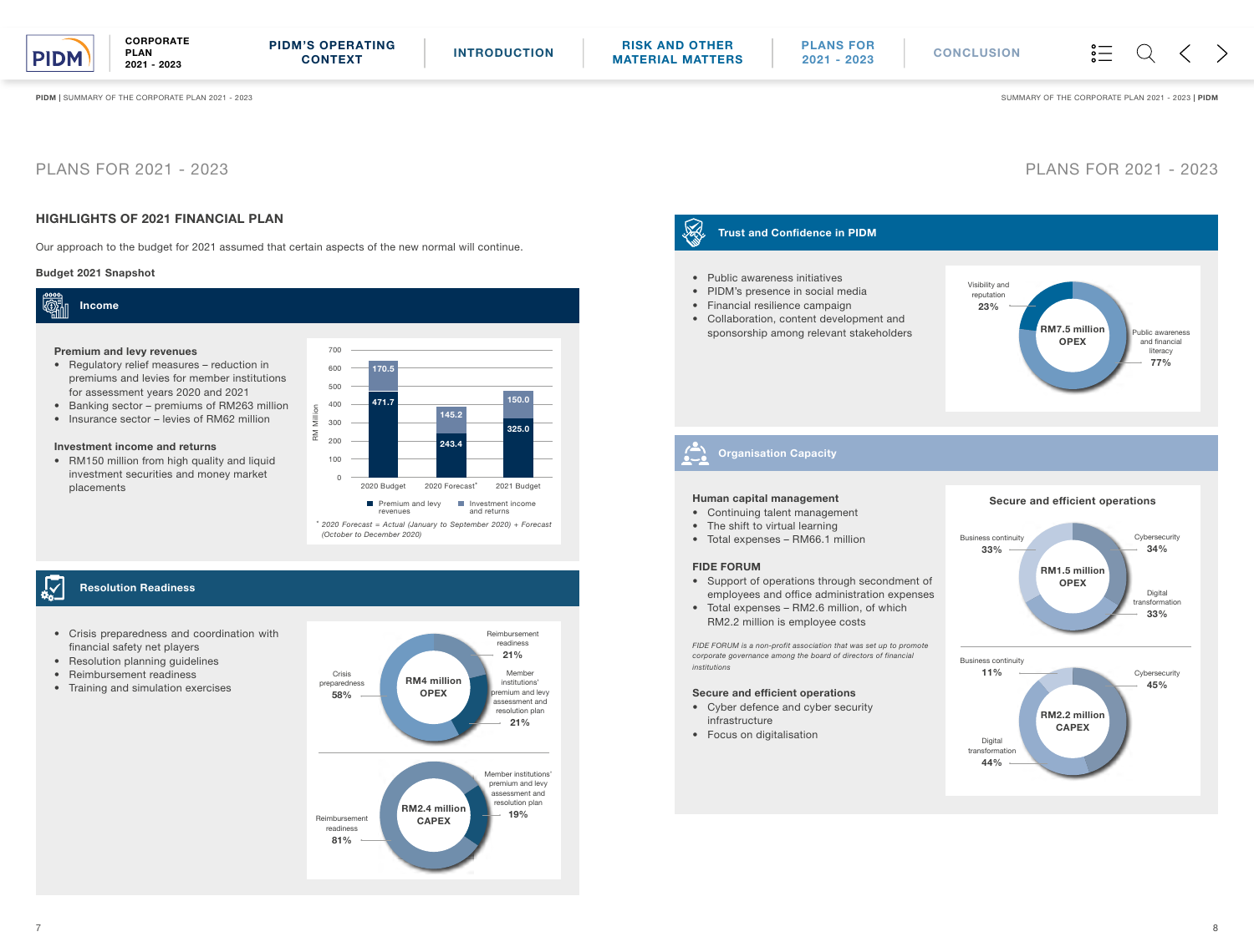# PLANS FOR 2021 - 2023

## HIGHLIGHTS OF 2021 FINANCIAL PLAN

Our approach to the budget for 2021 assumed that certain aspects of the new normal will continue.

**Budget 2021 Snapshot**

### Income

**Premium and levy revenues**
- Regulatory relief measures – reduction in premiums and levies for member institutions for assessment years 2020 and 2021
- Banking sector – premiums of RM263 million
- Insurance sector – levies of RM62 million

**Investment income and returns**
- RM150 million from high quality and liquid investment securities and money market placements

| RM Million | 2020 Budget | 2020 Forecast* | 2021 Budget |
|---|---|---|---|
| Premium and levy revenues | 471.7 | 243.4 | 325.0 |
| Investment income and returns | 170.5 | 145.2 | 150.0 |

*\* 2020 Forecast = Actual (January to September 2020) + Forecast (October to December 2020)*

### Resolution Readiness

- Crisis preparedness and coordination with financial safety net players
- Resolution planning guidelines
- Reimbursement readiness
- Training and simulation exercises

**RM4 million OPEX**
- Crisis preparedness: 58%
- Reimbursement readiness: 21%
- Member institutions' premium and levy assessment and resolution plan: 21%

**RM2.4 million CAPEX**
- Reimbursement readiness: 81%
- Member institutions' premium and levy assessment and resolution plan: 19%

# PLANS FOR 2021 - 2023

### Trust and Confidence in PIDM

- Public awareness initiatives
- PIDM's presence in social media
- Financial resilience campaign
- Collaboration, content development and sponsorship among relevant stakeholders

**RM7.5 million OPEX**
- Visibility and reputation: 23%
- Public awareness and financial literacy: 77%

### Organisation Capacity

**Human capital management**
- Continuing talent management
- The shift to virtual learning
- Total expenses – RM66.1 million

**FIDE FORUM**
- Support of operations through secondment of employees and office administration expenses
- Total expenses – RM2.6 million, of which RM2.2 million is employee costs

*FIDE FORUM is a non-profit association that was set up to promote corporate governance among the board of directors of financial institutions*

**Secure and efficient operations**
- Cyber defence and cyber security infrastructure
- Focus on digitalisation

**Secure and efficient operations**

**RM1.5 million OPEX**
- Business continuity: 33%
- Cybersecurity: 34%
- Digital transformation: 33%

**RM2.2 million CAPEX**
- Business continuity: 11%
- Cybersecurity: 45%
- Digital transformation: 44%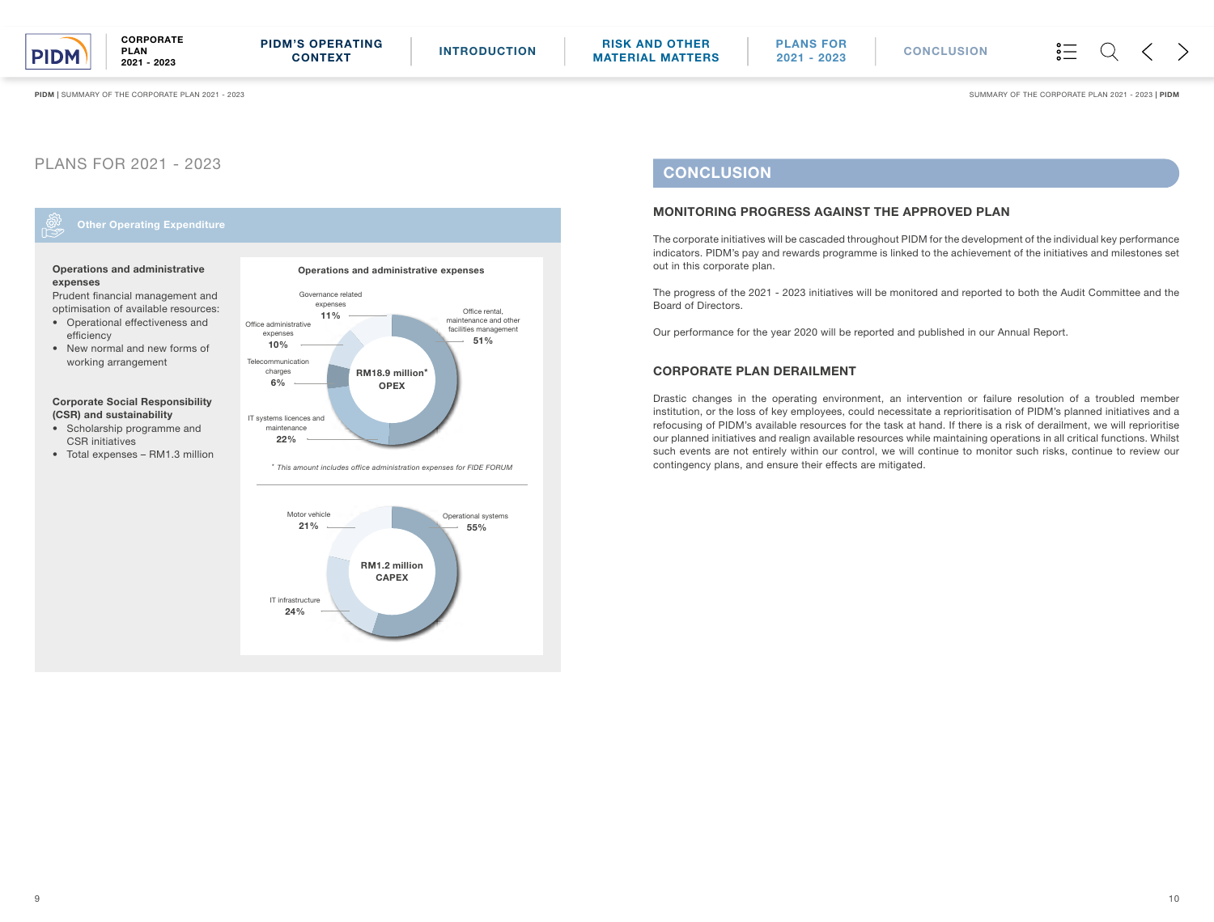# PLANS FOR 2021 - 2023

## Other Operating Expenditure

**Operations and administrative expenses**
Prudent financial management and optimisation of available resources:

- Operational effectiveness and efficiency
- New normal and new forms of working arrangement

**Corporate Social Responsibility (CSR) and sustainability**

- Scholarship programme and CSR initiatives
- Total expenses – RM1.3 million

**Operations and administrative expenses**

RM18.9 million* OPEX

| Item | Share |
|---|---|
| Office rental, maintenance and other facilities management | 51% |
| IT systems licences and maintenance | 22% |
| Governance related expenses | 11% |
| Office administrative expenses | 10% |
| Telecommunication charges | 6% |

*\* This amount includes office administration expenses for FIDE FORUM*

RM1.2 million CAPEX

| Item | Share |
|---|---|
| Operational systems | 55% |
| IT infrastructure | 24% |
| Motor vehicle | 21% |

# CONCLUSION

## MONITORING PROGRESS AGAINST THE APPROVED PLAN

The corporate initiatives will be cascaded throughout PIDM for the development of the individual key performance indicators. PIDM's pay and rewards programme is linked to the achievement of the initiatives and milestones set out in this corporate plan.

The progress of the 2021 - 2023 initiatives will be monitored and reported to both the Audit Committee and the Board of Directors.

Our performance for the year 2020 will be reported and published in our Annual Report.

## CORPORATE PLAN DERAILMENT

Drastic changes in the operating environment, an intervention or failure resolution of a troubled member institution, or the loss of key employees, could necessitate a reprioritisation of PIDM's planned initiatives and a refocusing of PIDM's available resources for the task at hand. If there is a risk of derailment, we will reprioritise our planned initiatives and realign available resources while maintaining operations in all critical functions. Whilst such events are not entirely within our control, we will continue to monitor such risks, continue to review our contingency plans, and ensure their effects are mitigated.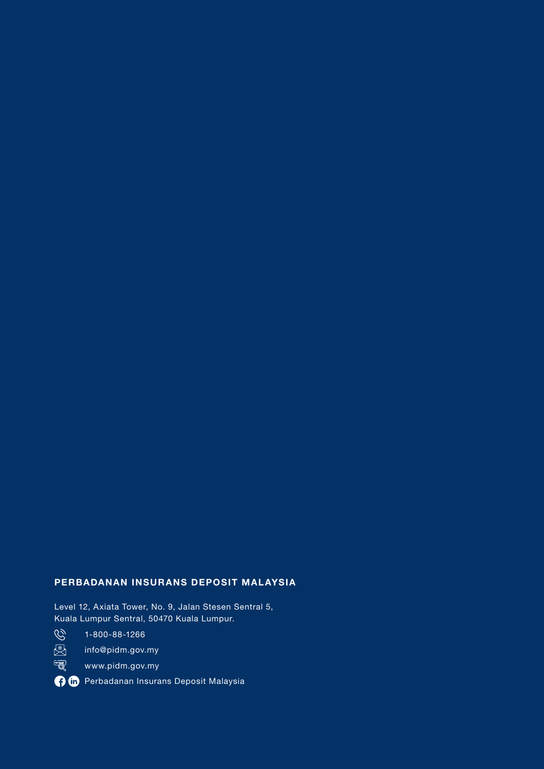**PERBADANAN INSURANS DEPOSIT MALAYSIA**

Level 12, Axiata Tower, No. 9, Jalan Stesen Sentral 5,
Kuala Lumpur Sentral, 50470 Kuala Lumpur.

1-800-88-1266

info@pidm.gov.my

www.pidm.gov.my

Perbadanan Insurans Deposit Malaysia